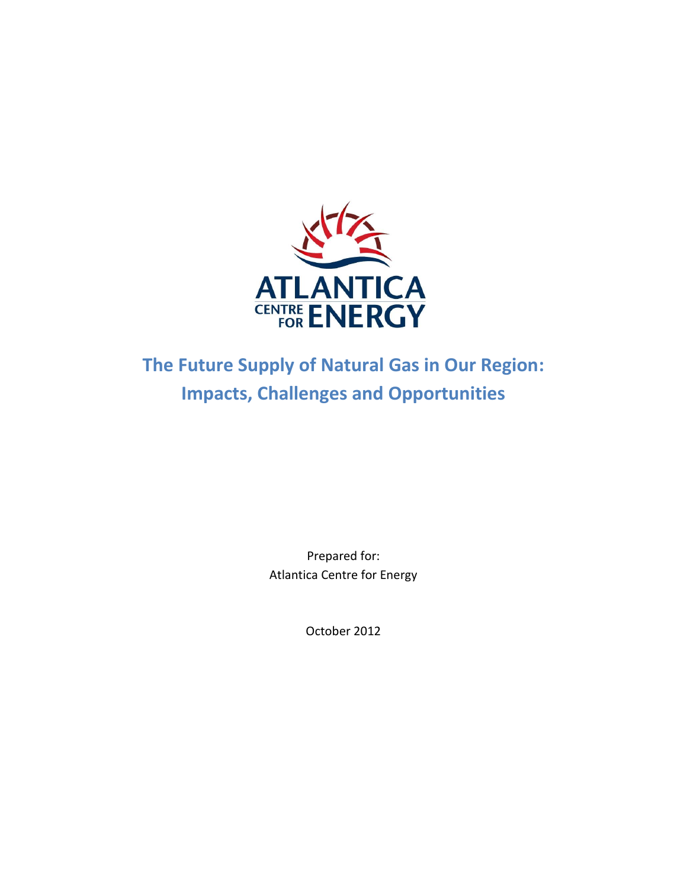ATLANTICA CENTRE FOR ENERGY

# The Future Supply of Natural Gas in Our Region: Impacts, Challenges and Opportunities

Prepared for:
Atlantica Centre for Energy

October 2012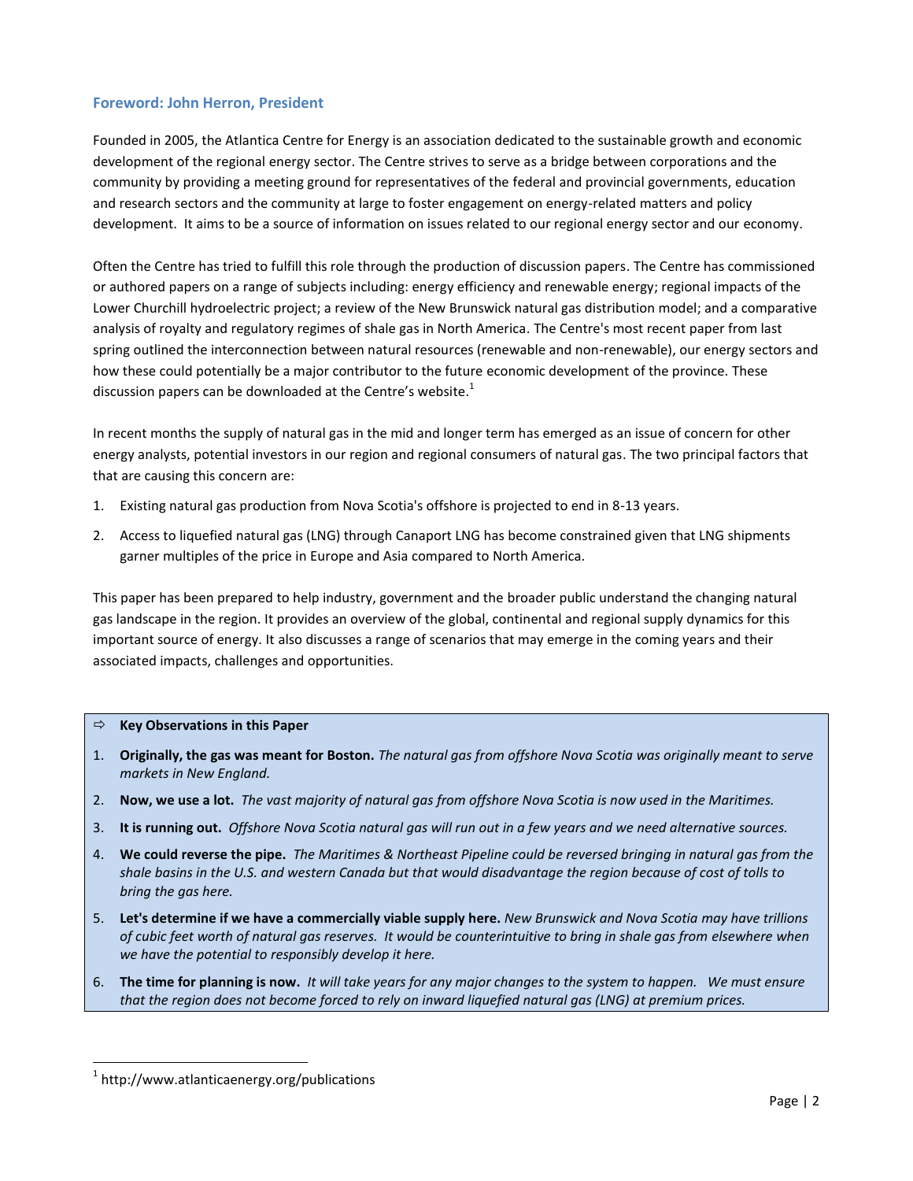## Foreword: John Herron, President

Founded in 2005, the Atlantica Centre for Energy is an association dedicated to the sustainable growth and economic development of the regional energy sector. The Centre strives to serve as a bridge between corporations and the community by providing a meeting ground for representatives of the federal and provincial governments, education and research sectors and the community at large to foster engagement on energy-related matters and policy development. It aims to be a source of information on issues related to our regional energy sector and our economy.

Often the Centre has tried to fulfill this role through the production of discussion papers. The Centre has commissioned or authored papers on a range of subjects including: energy efficiency and renewable energy; regional impacts of the Lower Churchill hydroelectric project; a review of the New Brunswick natural gas distribution model; and a comparative analysis of royalty and regulatory regimes of shale gas in North America. The Centre's most recent paper from last spring outlined the interconnection between natural resources (renewable and non-renewable), our energy sectors and how these could potentially be a major contributor to the future economic development of the province. These discussion papers can be downloaded at the Centre's website.[1]

In recent months the supply of natural gas in the mid and longer term has emerged as an issue of concern for other energy analysts, potential investors in our region and regional consumers of natural gas. The two principal factors that that are causing this concern are:

1. Existing natural gas production from Nova Scotia's offshore is projected to end in 8-13 years.
2. Access to liquefied natural gas (LNG) through Canaport LNG has become constrained given that LNG shipments garner multiples of the price in Europe and Asia compared to North America.

This paper has been prepared to help industry, government and the broader public understand the changing natural gas landscape in the region. It provides an overview of the global, continental and regional supply dynamics for this important source of energy. It also discusses a range of scenarios that may emerge in the coming years and their associated impacts, challenges and opportunities.

⇨ **Key Observations in this Paper**

1. **Originally, the gas was meant for Boston.** *The natural gas from offshore Nova Scotia was originally meant to serve markets in New England.*
2. **Now, we use a lot.** *The vast majority of natural gas from offshore Nova Scotia is now used in the Maritimes.*
3. **It is running out.** *Offshore Nova Scotia natural gas will run out in a few years and we need alternative sources.*
4. **We could reverse the pipe.** *The Maritimes & Northeast Pipeline could be reversed bringing in natural gas from the shale basins in the U.S. and western Canada but that would disadvantage the region because of cost of tolls to bring the gas here.*
5. **Let's determine if we have a commercially viable supply here.** *New Brunswick and Nova Scotia may have trillions of cubic feet worth of natural gas reserves. It would be counterintuitive to bring in shale gas from elsewhere when we have the potential to responsibly develop it here.*
6. **The time for planning is now.** *It will take years for any major changes to the system to happen. We must ensure that the region does not become forced to rely on inward liquefied natural gas (LNG) at premium prices.*

[1] http://www.atlanticaenergy.org/publications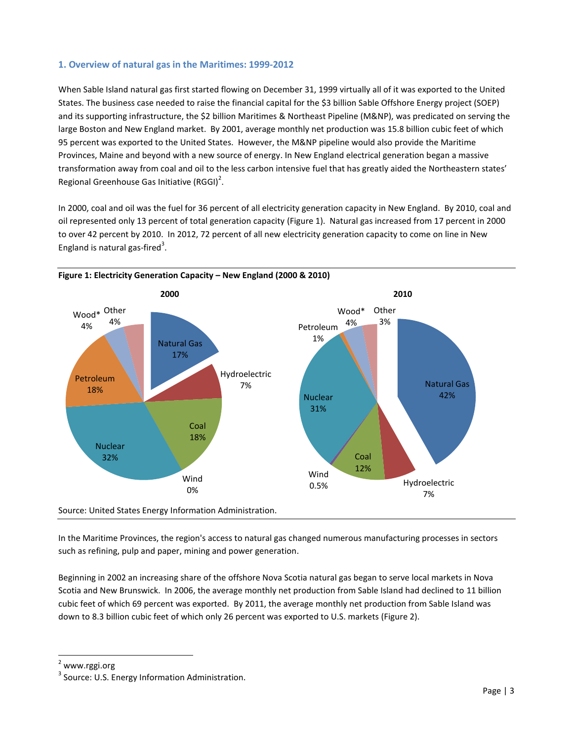## 1. Overview of natural gas in the Maritimes: 1999-2012

When Sable Island natural gas first started flowing on December 31, 1999 virtually all of it was exported to the United States. The business case needed to raise the financial capital for the $3 billion Sable Offshore Energy project (SOEP) and its supporting infrastructure, the $2 billion Maritimes & Northeast Pipeline (M&NP), was predicated on serving the large Boston and New England market. By 2001, average monthly net production was 15.8 billion cubic feet of which 95 percent was exported to the United States. However, the M&NP pipeline would also provide the Maritime Provinces, Maine and beyond with a new source of energy. In New England electrical generation began a massive transformation away from coal and oil to the less carbon intensive fuel that has greatly aided the Northeastern states' Regional Greenhouse Gas Initiative (RGGI)[2].

In 2000, coal and oil was the fuel for 36 percent of all electricity generation capacity in New England. By 2010, coal and oil represented only 13 percent of total generation capacity (Figure 1). Natural gas increased from 17 percent in 2000 to over 42 percent by 2010. In 2012, 72 percent of all new electricity generation capacity to come on line in New England is natural gas-fired[3].

**Figure 1: Electricity Generation Capacity – New England (2000 & 2010)**

Source: United States Energy Information Administration.

In the Maritime Provinces, the region's access to natural gas changed numerous manufacturing processes in sectors such as refining, pulp and paper, mining and power generation.

Beginning in 2002 an increasing share of the offshore Nova Scotia natural gas began to serve local markets in Nova Scotia and New Brunswick. In 2006, the average monthly net production from Sable Island had declined to 11 billion cubic feet of which 69 percent was exported. By 2011, the average monthly net production from Sable Island was down to 8.3 billion cubic feet of which only 26 percent was exported to U.S. markets (Figure 2).

---

[2] www.rggi.org

[3] Source: U.S. Energy Information Administration.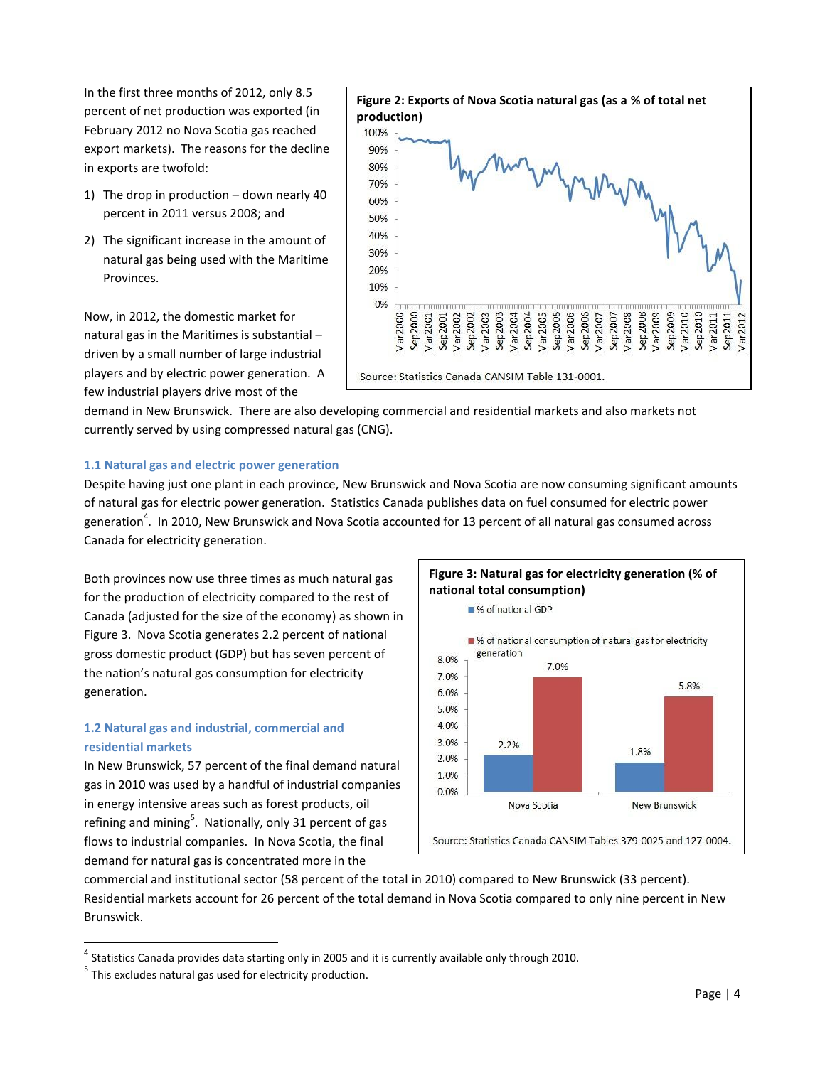In the first three months of 2012, only 8.5 percent of net production was exported (in February 2012 no Nova Scotia gas reached export markets). The reasons for the decline in exports are twofold:

1) The drop in production – down nearly 40 percent in 2011 versus 2008; and
2) The significant increase in the amount of natural gas being used with the Maritime Provinces.

**Figure 2: Exports of Nova Scotia natural gas (as a % of total net production)**

Source: Statistics Canada CANSIM Table 131-0001.

Now, in 2012, the domestic market for natural gas in the Maritimes is substantial – driven by a small number of large industrial players and by electric power generation. A few industrial players drive most of the demand in New Brunswick. There are also developing commercial and residential markets and also markets not currently served by using compressed natural gas (CNG).

### 1.1 Natural gas and electric power generation

Despite having just one plant in each province, New Brunswick and Nova Scotia are now consuming significant amounts of natural gas for electric power generation. Statistics Canada publishes data on fuel consumed for electric power generation[4]. In 2010, New Brunswick and Nova Scotia accounted for 13 percent of all natural gas consumed across Canada for electricity generation.

Both provinces now use three times as much natural gas for the production of electricity compared to the rest of Canada (adjusted for the size of the economy) as shown in Figure 3. Nova Scotia generates 2.2 percent of national gross domestic product (GDP) but has seven percent of the nation's natural gas consumption for electricity generation.

**Figure 3: Natural gas for electricity generation (% of national total consumption)**

| | % of national GDP | % of national consumption of natural gas for electricity generation |
|---|---|---|
| Nova Scotia | 2.2% | 7.0% |
| New Brunswick | 1.8% | 5.8% |

Source: Statistics Canada CANSIM Tables 379-0025 and 127-0004.

### 1.2 Natural gas and industrial, commercial and residential markets

In New Brunswick, 57 percent of the final demand natural gas in 2010 was used by a handful of industrial companies in energy intensive areas such as forest products, oil refining and mining[5]. Nationally, only 31 percent of gas flows to industrial companies. In Nova Scotia, the final demand for natural gas is concentrated more in the commercial and institutional sector (58 percent of the total in 2010) compared to New Brunswick (33 percent). Residential markets account for 26 percent of the total demand in Nova Scotia compared to only nine percent in New Brunswick.

---

[4] Statistics Canada provides data starting only in 2005 and it is currently available only through 2010.

[5] This excludes natural gas used for electricity production.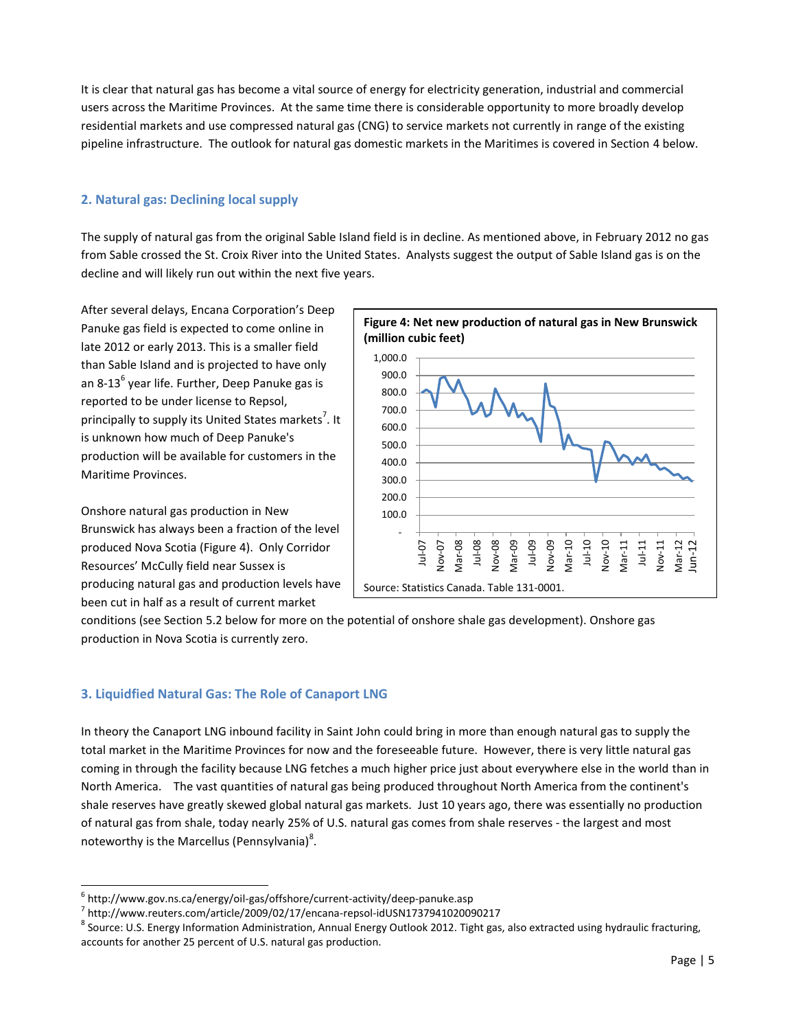It is clear that natural gas has become a vital source of energy for electricity generation, industrial and commercial users across the Maritime Provinces. At the same time there is considerable opportunity to more broadly develop residential markets and use compressed natural gas (CNG) to service markets not currently in range of the existing pipeline infrastructure. The outlook for natural gas domestic markets in the Maritimes is covered in Section 4 below.

## 2. Natural gas: Declining local supply

The supply of natural gas from the original Sable Island field is in decline. As mentioned above, in February 2012 no gas from Sable crossed the St. Croix River into the United States. Analysts suggest the output of Sable Island gas is on the decline and will likely run out within the next five years.

After several delays, Encana Corporation's Deep Panuke gas field is expected to come online in late 2012 or early 2013. This is a smaller field than Sable Island and is projected to have only an 8-13[6] year life. Further, Deep Panuke gas is reported to be under license to Repsol, principally to supply its United States markets[7]. It is unknown how much of Deep Panuke's production will be available for customers in the Maritime Provinces.

**Figure 4: Net new production of natural gas in New Brunswick (million cubic feet)**

Source: Statistics Canada. Table 131-0001.

Onshore natural gas production in New Brunswick has always been a fraction of the level produced Nova Scotia (Figure 4). Only Corridor Resources' McCully field near Sussex is producing natural gas and production levels have been cut in half as a result of current market conditions (see Section 5.2 below for more on the potential of onshore shale gas development). Onshore gas production in Nova Scotia is currently zero.

## 3. Liquidfied Natural Gas: The Role of Canaport LNG

In theory the Canaport LNG inbound facility in Saint John could bring in more than enough natural gas to supply the total market in the Maritime Provinces for now and the foreseeable future. However, there is very little natural gas coming in through the facility because LNG fetches a much higher price just about everywhere else in the world than in North America. The vast quantities of natural gas being produced throughout North America from the continent's shale reserves have greatly skewed global natural gas markets. Just 10 years ago, there was essentially no production of natural gas from shale, today nearly 25% of U.S. natural gas comes from shale reserves - the largest and most noteworthy is the Marcellus (Pennsylvania)[8].

---

[6] http://www.gov.ns.ca/energy/oil-gas/offshore/current-activity/deep-panuke.asp

[7] http://www.reuters.com/article/2009/02/17/encana-repsol-idUSN1737941020090217

[8] Source: U.S. Energy Information Administration, Annual Energy Outlook 2012. Tight gas, also extracted using hydraulic fracturing, accounts for another 25 percent of U.S. natural gas production.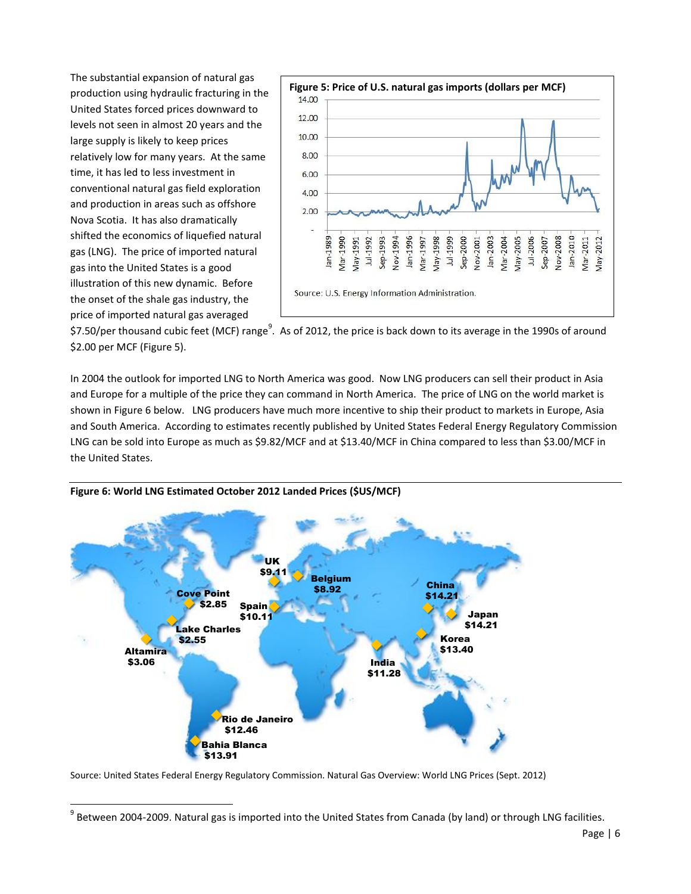The substantial expansion of natural gas production using hydraulic fracturing in the United States forced prices downward to levels not seen in almost 20 years and the large supply is likely to keep prices relatively low for many years. At the same time, it has led to less investment in conventional natural gas field exploration and production in areas such as offshore Nova Scotia. It has also dramatically shifted the economics of liquefied natural gas (LNG). The price of imported natural gas into the United States is a good illustration of this new dynamic. Before the onset of the shale gas industry, the price of imported natural gas averaged $7.50/per thousand cubic feet (MCF) range[9]. As of 2012, the price is back down to its average in the 1990s of around $2.00 per MCF (Figure 5).

**Figure 5: Price of U.S. natural gas imports (dollars per MCF)**

Source: U.S. Energy Information Administration.

In 2004 the outlook for imported LNG to North America was good. Now LNG producers can sell their product in Asia and Europe for a multiple of the price they can command in North America. The price of LNG on the world market is shown in Figure 6 below. LNG producers have much more incentive to ship their product to markets in Europe, Asia and South America. According to estimates recently published by United States Federal Energy Regulatory Commission LNG can be sold into Europe as much as $9.82/MCF and at $13.40/MCF in China compared to less than $3.00/MCF in the United States.

**Figure 6: World LNG Estimated October 2012 Landed Prices ($US/MCF)**

Source: United States Federal Energy Regulatory Commission. Natural Gas Overview: World LNG Prices (Sept. 2012)

[9] Between 2004-2009. Natural gas is imported into the United States from Canada (by land) or through LNG facilities.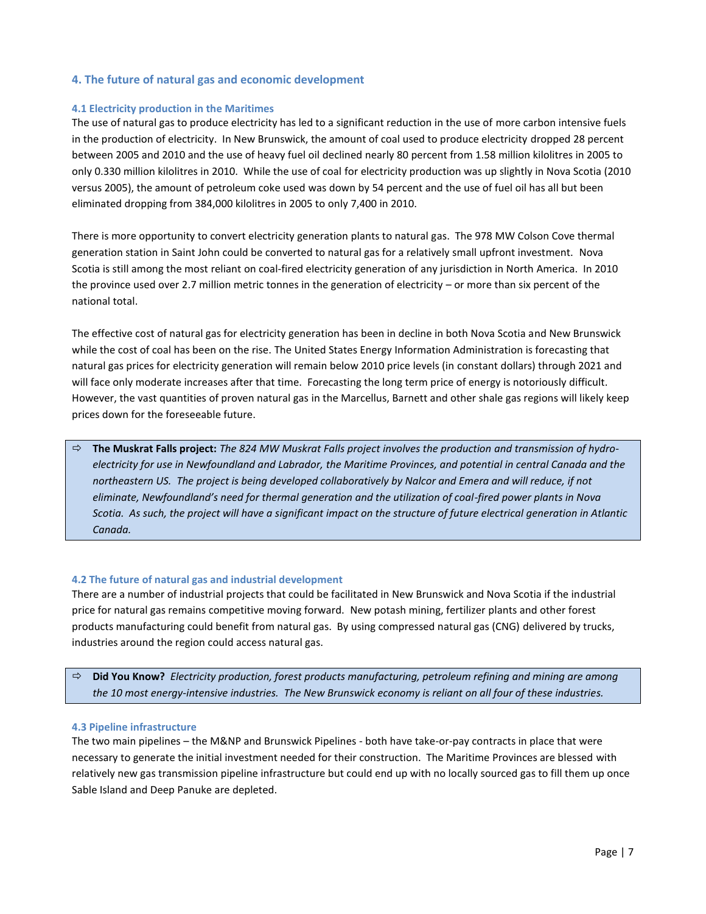## 4. The future of natural gas and economic development

### 4.1 Electricity production in the Maritimes

The use of natural gas to produce electricity has led to a significant reduction in the use of more carbon intensive fuels in the production of electricity. In New Brunswick, the amount of coal used to produce electricity dropped 28 percent between 2005 and 2010 and the use of heavy fuel oil declined nearly 80 percent from 1.58 million kilolitres in 2005 to only 0.330 million kilolitres in 2010. While the use of coal for electricity production was up slightly in Nova Scotia (2010 versus 2005), the amount of petroleum coke used was down by 54 percent and the use of fuel oil has all but been eliminated dropping from 384,000 kilolitres in 2005 to only 7,400 in 2010.

There is more opportunity to convert electricity generation plants to natural gas. The 978 MW Colson Cove thermal generation station in Saint John could be converted to natural gas for a relatively small upfront investment. Nova Scotia is still among the most reliant on coal-fired electricity generation of any jurisdiction in North America. In 2010 the province used over 2.7 million metric tonnes in the generation of electricity – or more than six percent of the national total.

The effective cost of natural gas for electricity generation has been in decline in both Nova Scotia and New Brunswick while the cost of coal has been on the rise. The United States Energy Information Administration is forecasting that natural gas prices for electricity generation will remain below 2010 price levels (in constant dollars) through 2021 and will face only moderate increases after that time. Forecasting the long term price of energy is notoriously difficult. However, the vast quantities of proven natural gas in the Marcellus, Barnett and other shale gas regions will likely keep prices down for the foreseeable future.

> ⇨ **The Muskrat Falls project:** *The 824 MW Muskrat Falls project involves the production and transmission of hydro-electricity for use in Newfoundland and Labrador, the Maritime Provinces, and potential in central Canada and the northeastern US. The project is being developed collaboratively by Nalcor and Emera and will reduce, if not eliminate, Newfoundland's need for thermal generation and the utilization of coal-fired power plants in Nova Scotia. As such, the project will have a significant impact on the structure of future electrical generation in Atlantic Canada.*

### 4.2 The future of natural gas and industrial development

There are a number of industrial projects that could be facilitated in New Brunswick and Nova Scotia if the industrial price for natural gas remains competitive moving forward. New potash mining, fertilizer plants and other forest products manufacturing could benefit from natural gas. By using compressed natural gas (CNG) delivered by trucks, industries around the region could access natural gas.

> ⇨ **Did You Know?** *Electricity production, forest products manufacturing, petroleum refining and mining are among the 10 most energy-intensive industries. The New Brunswick economy is reliant on all four of these industries.*

### 4.3 Pipeline infrastructure

The two main pipelines – the M&NP and Brunswick Pipelines - both have take-or-pay contracts in place that were necessary to generate the initial investment needed for their construction. The Maritime Provinces are blessed with relatively new gas transmission pipeline infrastructure but could end up with no locally sourced gas to fill them up once Sable Island and Deep Panuke are depleted.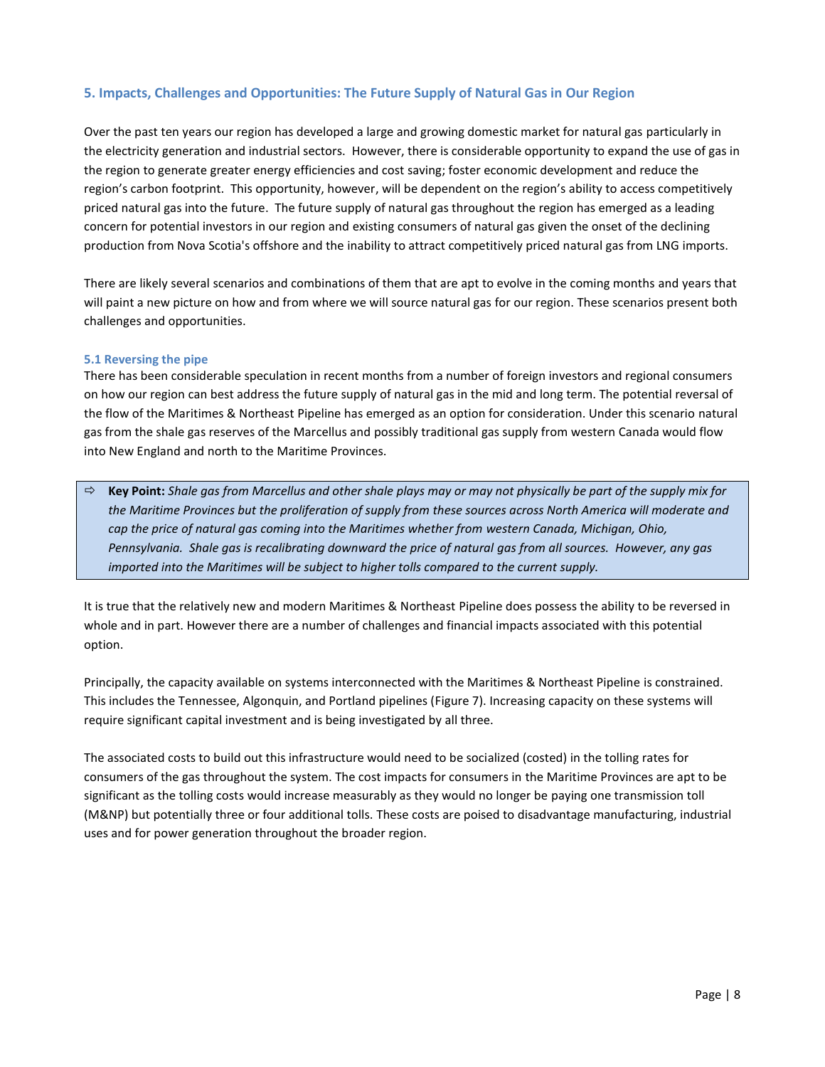## 5. Impacts, Challenges and Opportunities: The Future Supply of Natural Gas in Our Region

Over the past ten years our region has developed a large and growing domestic market for natural gas particularly in the electricity generation and industrial sectors. However, there is considerable opportunity to expand the use of gas in the region to generate greater energy efficiencies and cost saving; foster economic development and reduce the region's carbon footprint. This opportunity, however, will be dependent on the region's ability to access competitively priced natural gas into the future. The future supply of natural gas throughout the region has emerged as a leading concern for potential investors in our region and existing consumers of natural gas given the onset of the declining production from Nova Scotia's offshore and the inability to attract competitively priced natural gas from LNG imports.

There are likely several scenarios and combinations of them that are apt to evolve in the coming months and years that will paint a new picture on how and from where we will source natural gas for our region. These scenarios present both challenges and opportunities.

### 5.1 Reversing the pipe

There has been considerable speculation in recent months from a number of foreign investors and regional consumers on how our region can best address the future supply of natural gas in the mid and long term. The potential reversal of the flow of the Maritimes & Northeast Pipeline has emerged as an option for consideration. Under this scenario natural gas from the shale gas reserves of the Marcellus and possibly traditional gas supply from western Canada would flow into New England and north to the Maritime Provinces.

> ⇨ **Key Point:** *Shale gas from Marcellus and other shale plays may or may not physically be part of the supply mix for the Maritime Provinces but the proliferation of supply from these sources across North America will moderate and cap the price of natural gas coming into the Maritimes whether from western Canada, Michigan, Ohio, Pennsylvania. Shale gas is recalibrating downward the price of natural gas from all sources. However, any gas imported into the Maritimes will be subject to higher tolls compared to the current supply.*

It is true that the relatively new and modern Maritimes & Northeast Pipeline does possess the ability to be reversed in whole and in part. However there are a number of challenges and financial impacts associated with this potential option.

Principally, the capacity available on systems interconnected with the Maritimes & Northeast Pipeline is constrained. This includes the Tennessee, Algonquin, and Portland pipelines (Figure 7). Increasing capacity on these systems will require significant capital investment and is being investigated by all three.

The associated costs to build out this infrastructure would need to be socialized (costed) in the tolling rates for consumers of the gas throughout the system. The cost impacts for consumers in the Maritime Provinces are apt to be significant as the tolling costs would increase measurably as they would no longer be paying one transmission toll (M&NP) but potentially three or four additional tolls. These costs are poised to disadvantage manufacturing, industrial uses and for power generation throughout the broader region.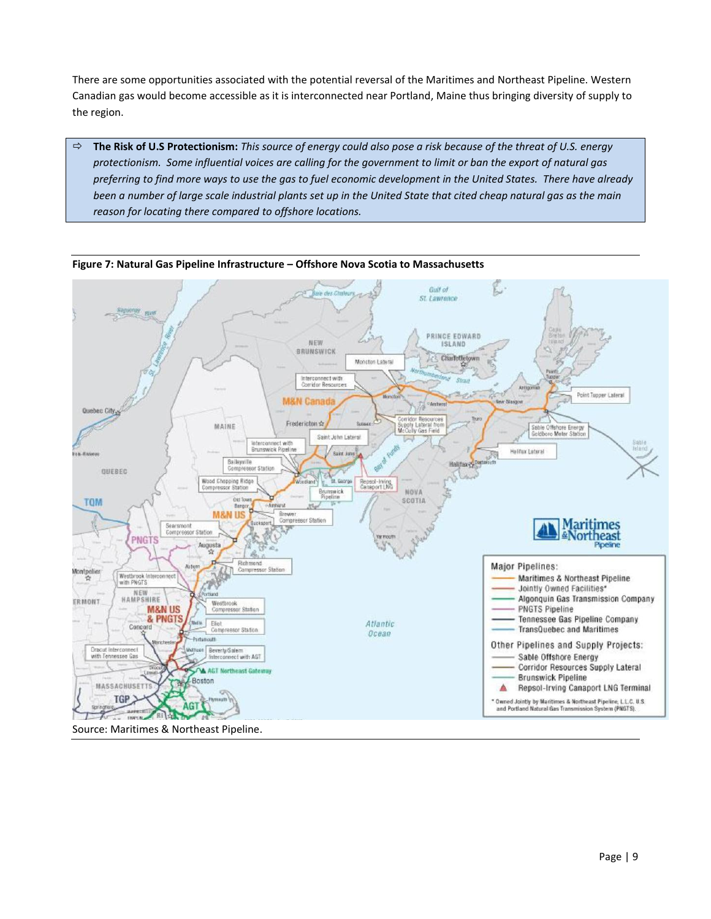There are some opportunities associated with the potential reversal of the Maritimes and Northeast Pipeline. Western Canadian gas would become accessible as it is interconnected near Portland, Maine thus bringing diversity of supply to the region.

> ⇨ **The Risk of U.S Protectionism:** *This source of energy could also pose a risk because of the threat of U.S. energy protectionism. Some influential voices are calling for the government to limit or ban the export of natural gas preferring to find more ways to use the gas to fuel economic development in the United States. There have already been a number of large scale industrial plants set up in the United State that cited cheap natural gas as the main reason for locating there compared to offshore locations.*

**Figure 7: Natural Gas Pipeline Infrastructure – Offshore Nova Scotia to Massachusetts**

Source: Maritimes & Northeast Pipeline.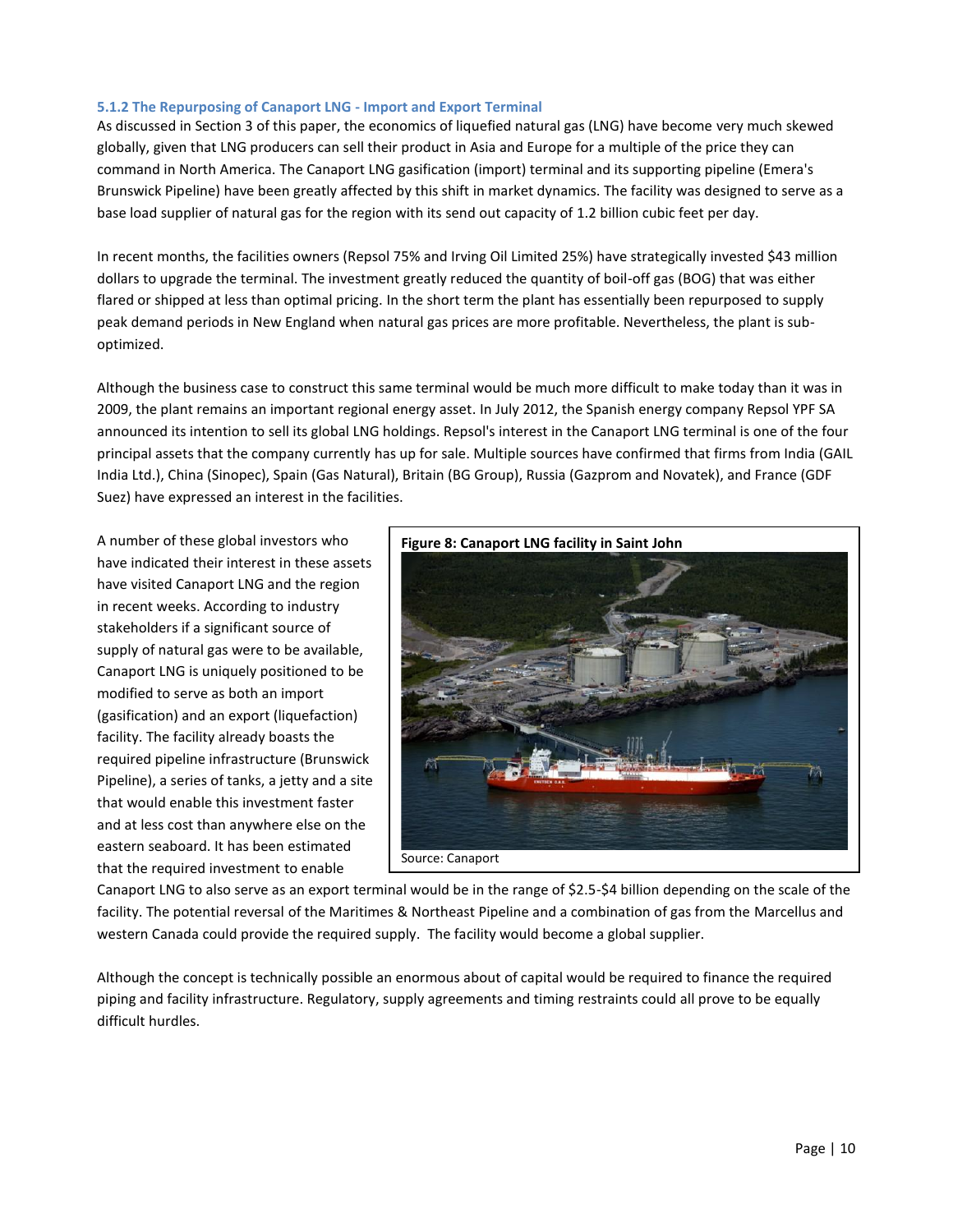### 5.1.2 The Repurposing of Canaport LNG - Import and Export Terminal

As discussed in Section 3 of this paper, the economics of liquefied natural gas (LNG) have become very much skewed globally, given that LNG producers can sell their product in Asia and Europe for a multiple of the price they can command in North America. The Canaport LNG gasification (import) terminal and its supporting pipeline (Emera's Brunswick Pipeline) have been greatly affected by this shift in market dynamics. The facility was designed to serve as a base load supplier of natural gas for the region with its send out capacity of 1.2 billion cubic feet per day.

In recent months, the facilities owners (Repsol 75% and Irving Oil Limited 25%) have strategically invested $43 million dollars to upgrade the terminal. The investment greatly reduced the quantity of boil-off gas (BOG) that was either flared or shipped at less than optimal pricing. In the short term the plant has essentially been repurposed to supply peak demand periods in New England when natural gas prices are more profitable. Nevertheless, the plant is sub-optimized.

Although the business case to construct this same terminal would be much more difficult to make today than it was in 2009, the plant remains an important regional energy asset. In July 2012, the Spanish energy company Repsol YPF SA announced its intention to sell its global LNG holdings. Repsol's interest in the Canaport LNG terminal is one of the four principal assets that the company currently has up for sale. Multiple sources have confirmed that firms from India (GAIL India Ltd.), China (Sinopec), Spain (Gas Natural), Britain (BG Group), Russia (Gazprom and Novatek), and France (GDF Suez) have expressed an interest in the facilities.

A number of these global investors who have indicated their interest in these assets have visited Canaport LNG and the region in recent weeks. According to industry stakeholders if a significant source of supply of natural gas were to be available, Canaport LNG is uniquely positioned to be modified to serve as both an import (gasification) and an export (liquefaction) facility. The facility already boasts the required pipeline infrastructure (Brunswick Pipeline), a series of tanks, a jetty and a site that would enable this investment faster and at less cost than anywhere else on the eastern seaboard. It has been estimated that the required investment to enable Canaport LNG to also serve as an export terminal would be in the range of $2.5-$4 billion depending on the scale of the facility. The potential reversal of the Maritimes & Northeast Pipeline and a combination of gas from the Marcellus and western Canada could provide the required supply. The facility would become a global supplier.

**Figure 8: Canaport LNG facility in Saint John**

Source: Canaport

Although the concept is technically possible an enormous about of capital would be required to finance the required piping and facility infrastructure. Regulatory, supply agreements and timing restraints could all prove to be equally difficult hurdles.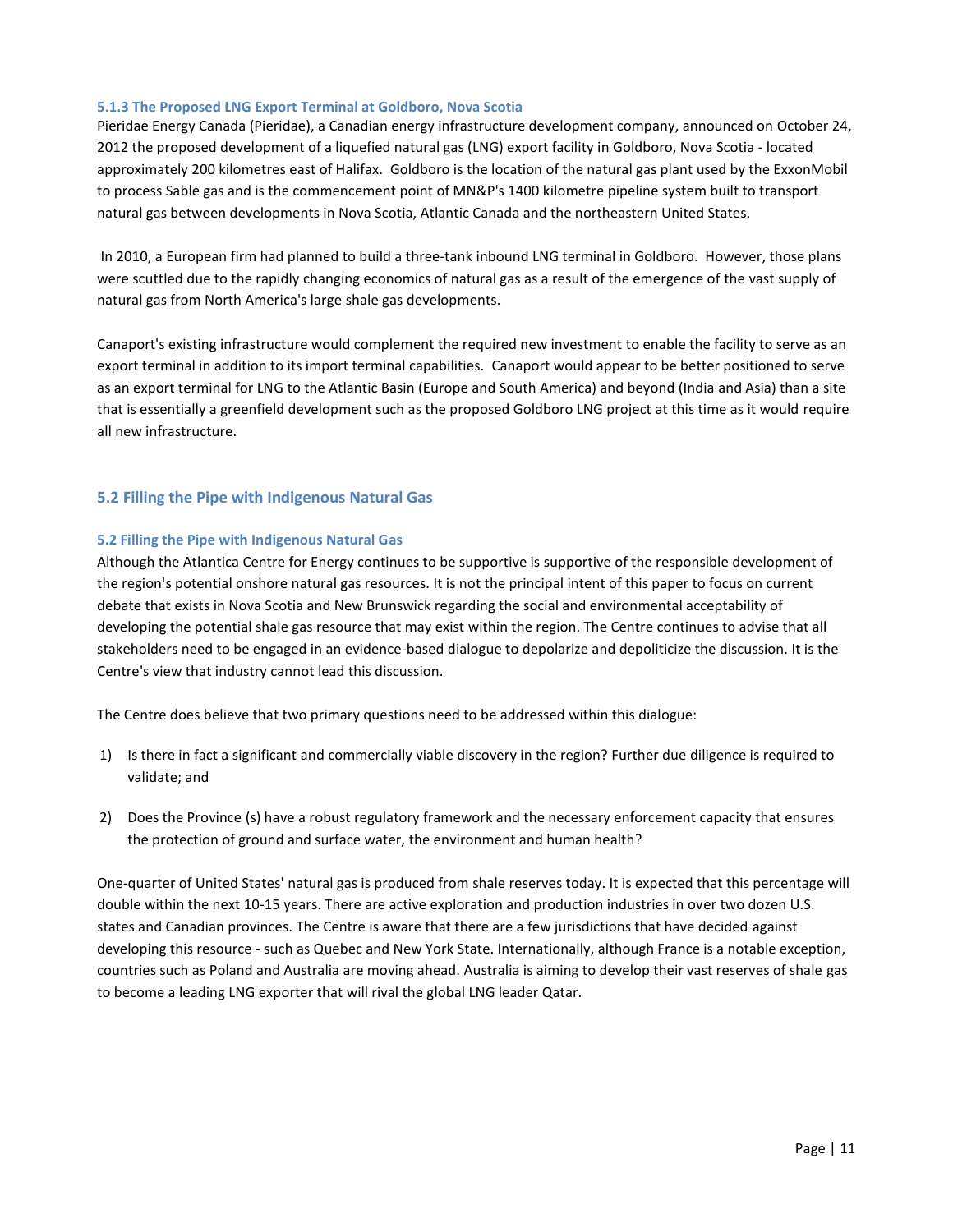#### 5.1.3 The Proposed LNG Export Terminal at Goldboro, Nova Scotia

Pieridae Energy Canada (Pieridae), a Canadian energy infrastructure development company, announced on October 24, 2012 the proposed development of a liquefied natural gas (LNG) export facility in Goldboro, Nova Scotia - located approximately 200 kilometres east of Halifax. Goldboro is the location of the natural gas plant used by the ExxonMobil to process Sable gas and is the commencement point of MN&P's 1400 kilometre pipeline system built to transport natural gas between developments in Nova Scotia, Atlantic Canada and the northeastern United States.

In 2010, a European firm had planned to build a three-tank inbound LNG terminal in Goldboro. However, those plans were scuttled due to the rapidly changing economics of natural gas as a result of the emergence of the vast supply of natural gas from North America's large shale gas developments.

Canaport's existing infrastructure would complement the required new investment to enable the facility to serve as an export terminal in addition to its import terminal capabilities. Canaport would appear to be better positioned to serve as an export terminal for LNG to the Atlantic Basin (Europe and South America) and beyond (India and Asia) than a site that is essentially a greenfield development such as the proposed Goldboro LNG project at this time as it would require all new infrastructure.

## 5.2 Filling the Pipe with Indigenous Natural Gas

#### 5.2 Filling the Pipe with Indigenous Natural Gas

Although the Atlantica Centre for Energy continues to be supportive is supportive of the responsible development of the region's potential onshore natural gas resources. It is not the principal intent of this paper to focus on current debate that exists in Nova Scotia and New Brunswick regarding the social and environmental acceptability of developing the potential shale gas resource that may exist within the region. The Centre continues to advise that all stakeholders need to be engaged in an evidence-based dialogue to depolarize and depoliticize the discussion. It is the Centre's view that industry cannot lead this discussion.

The Centre does believe that two primary questions need to be addressed within this dialogue:

1) Is there in fact a significant and commercially viable discovery in the region? Further due diligence is required to validate; and

2) Does the Province (s) have a robust regulatory framework and the necessary enforcement capacity that ensures the protection of ground and surface water, the environment and human health?

One-quarter of United States' natural gas is produced from shale reserves today. It is expected that this percentage will double within the next 10-15 years. There are active exploration and production industries in over two dozen U.S. states and Canadian provinces. The Centre is aware that there are a few jurisdictions that have decided against developing this resource - such as Quebec and New York State. Internationally, although France is a notable exception, countries such as Poland and Australia are moving ahead. Australia is aiming to develop their vast reserves of shale gas to become a leading LNG exporter that will rival the global LNG leader Qatar.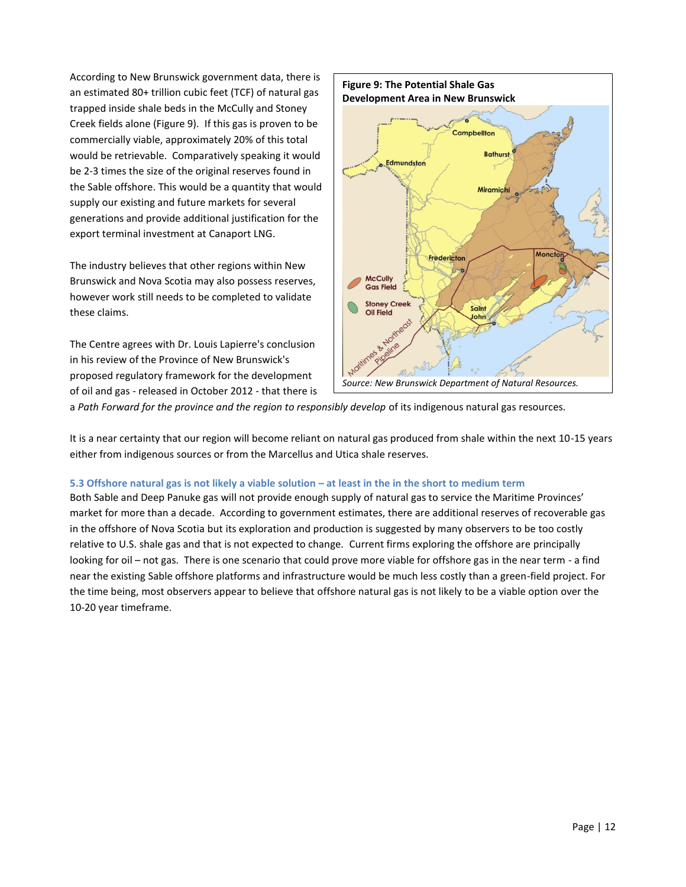According to New Brunswick government data, there is an estimated 80+ trillion cubic feet (TCF) of natural gas trapped inside shale beds in the McCully and Stoney Creek fields alone (Figure 9). If this gas is proven to be commercially viable, approximately 20% of this total would be retrievable. Comparatively speaking it would be 2-3 times the size of the original reserves found in the Sable offshore. This would be a quantity that would supply our existing and future markets for several generations and provide additional justification for the export terminal investment at Canaport LNG.

**Figure 9: The Potential Shale Gas Development Area in New Brunswick**

*Source: New Brunswick Department of Natural Resources.*

The industry believes that other regions within New Brunswick and Nova Scotia may also possess reserves, however work still needs to be completed to validate these claims.

The Centre agrees with Dr. Louis Lapierre's conclusion in his review of the Province of New Brunswick's proposed regulatory framework for the development of oil and gas - released in October 2012 - that there is a *Path Forward for the province and the region to responsibly develop* of its indigenous natural gas resources.

It is a near certainty that our region will become reliant on natural gas produced from shale within the next 10-15 years either from indigenous sources or from the Marcellus and Utica shale reserves.

### 5.3 Offshore natural gas is not likely a viable solution – at least in the in the short to medium term

Both Sable and Deep Panuke gas will not provide enough supply of natural gas to service the Maritime Provinces' market for more than a decade. According to government estimates, there are additional reserves of recoverable gas in the offshore of Nova Scotia but its exploration and production is suggested by many observers to be too costly relative to U.S. shale gas and that is not expected to change. Current firms exploring the offshore are principally looking for oil – not gas. There is one scenario that could prove more viable for offshore gas in the near term - a find near the existing Sable offshore platforms and infrastructure would be much less costly than a green-field project. For the time being, most observers appear to believe that offshore natural gas is not likely to be a viable option over the 10-20 year timeframe.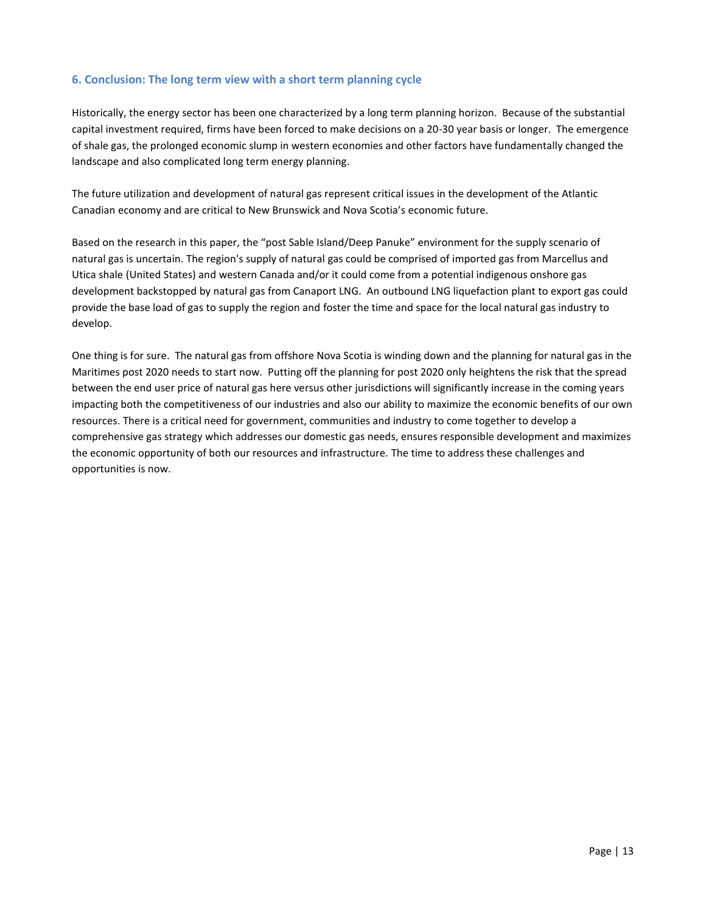## 6. Conclusion: The long term view with a short term planning cycle

Historically, the energy sector has been one characterized by a long term planning horizon. Because of the substantial capital investment required, firms have been forced to make decisions on a 20-30 year basis or longer. The emergence of shale gas, the prolonged economic slump in western economies and other factors have fundamentally changed the landscape and also complicated long term energy planning.

The future utilization and development of natural gas represent critical issues in the development of the Atlantic Canadian economy and are critical to New Brunswick and Nova Scotia's economic future.

Based on the research in this paper, the "post Sable Island/Deep Panuke" environment for the supply scenario of natural gas is uncertain. The region's supply of natural gas could be comprised of imported gas from Marcellus and Utica shale (United States) and western Canada and/or it could come from a potential indigenous onshore gas development backstopped by natural gas from Canaport LNG. An outbound LNG liquefaction plant to export gas could provide the base load of gas to supply the region and foster the time and space for the local natural gas industry to develop.

One thing is for sure. The natural gas from offshore Nova Scotia is winding down and the planning for natural gas in the Maritimes post 2020 needs to start now. Putting off the planning for post 2020 only heightens the risk that the spread between the end user price of natural gas here versus other jurisdictions will significantly increase in the coming years impacting both the competitiveness of our industries and also our ability to maximize the economic benefits of our own resources. There is a critical need for government, communities and industry to come together to develop a comprehensive gas strategy which addresses our domestic gas needs, ensures responsible development and maximizes the economic opportunity of both our resources and infrastructure. The time to address these challenges and opportunities is now.